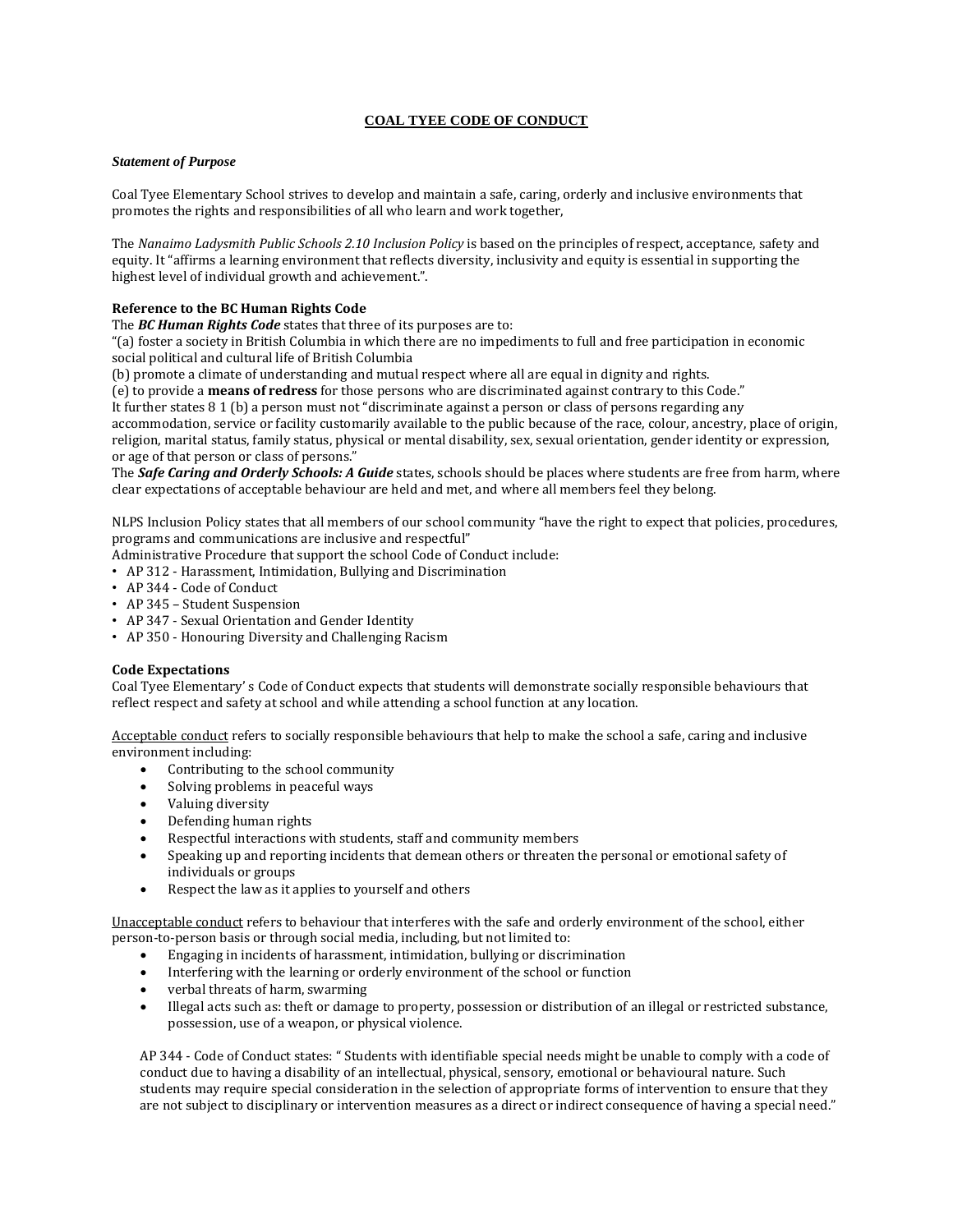# COAL TYEE CODE OF CONDUCT

***Statement of Purpose***

Coal Tyee Elementary School strives to develop and maintain a safe, caring, orderly and inclusive environments that promotes the rights and responsibilities of all who learn and work together,

The *Nanaimo Ladysmith Public Schools 2.10 Inclusion Policy* is based on the principles of respect, acceptance, safety and equity. It "affirms a learning environment that reflects diversity, inclusivity and equity is essential in supporting the highest level of individual growth and achievement.".

**Reference to the BC Human Rights Code**

The ***BC Human Rights Code*** states that three of its purposes are to:

"(a) foster a society in British Columbia in which there are no impediments to full and free participation in economic social political and cultural life of British Columbia

(b) promote a climate of understanding and mutual respect where all are equal in dignity and rights.

(e) to provide a **means of redress** for those persons who are discriminated against contrary to this Code."

It further states 8 1 (b) a person must not "discriminate against a person or class of persons regarding any accommodation, service or facility customarily available to the public because of the race, colour, ancestry, place of origin, religion, marital status, family status, physical or mental disability, sex, sexual orientation, gender identity or expression, or age of that person or class of persons."

The ***Safe Caring and Orderly Schools: A Guide*** states, schools should be places where students are free from harm, where clear expectations of acceptable behaviour are held and met, and where all members feel they belong.

NLPS Inclusion Policy states that all members of our school community "have the right to expect that policies, procedures, programs and communications are inclusive and respectful"

Administrative Procedure that support the school Code of Conduct include:

- AP 312 - Harassment, Intimidation, Bullying and Discrimination
- AP 344 - Code of Conduct
- AP 345 – Student Suspension
- AP 347 - Sexual Orientation and Gender Identity
- AP 350 - Honouring Diversity and Challenging Racism

**Code Expectations**

Coal Tyee Elementary' s Code of Conduct expects that students will demonstrate socially responsible behaviours that reflect respect and safety at school and while attending a school function at any location.

<u>Acceptable conduct</u> refers to socially responsible behaviours that help to make the school a safe, caring and inclusive environment including:

- Contributing to the school community
- Solving problems in peaceful ways
- Valuing diversity
- Defending human rights
- Respectful interactions with students, staff and community members
- Speaking up and reporting incidents that demean others or threaten the personal or emotional safety of individuals or groups
- Respect the law as it applies to yourself and others

<u>Unacceptable conduct</u> refers to behaviour that interferes with the safe and orderly environment of the school, either person-to-person basis or through social media, including, but not limited to:

- Engaging in incidents of harassment, intimidation, bullying or discrimination
- Interfering with the learning or orderly environment of the school or function
- verbal threats of harm, swarming
- Illegal acts such as: theft or damage to property, possession or distribution of an illegal or restricted substance, possession, use of a weapon, or physical violence.

AP 344 - Code of Conduct states: " Students with identifiable special needs might be unable to comply with a code of conduct due to having a disability of an intellectual, physical, sensory, emotional or behavioural nature. Such students may require special consideration in the selection of appropriate forms of intervention to ensure that they are not subject to disciplinary or intervention measures as a direct or indirect consequence of having a special need."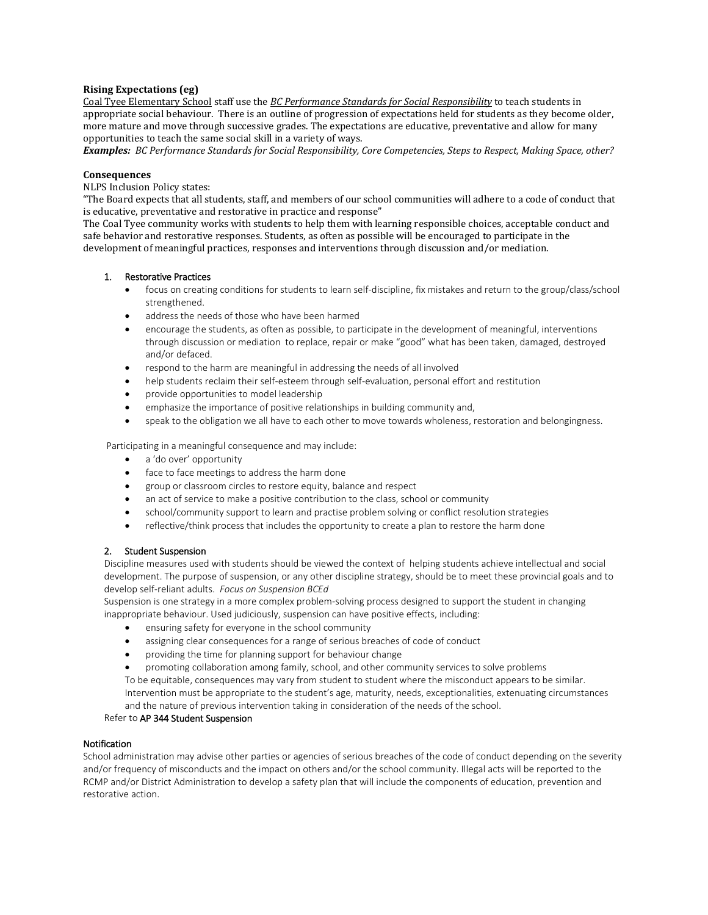**Rising Expectations (eg)**

Coal Tyee Elementary School staff use the ***BC Performance Standards for Social Responsibility*** to teach students in appropriate social behaviour. There is an outline of progression of expectations held for students as they become older, more mature and move through successive grades. The expectations are educative, preventative and allow for many opportunities to teach the same social skill in a variety of ways.

***Examples:** BC Performance Standards for Social Responsibility, Core Competencies, Steps to Respect, Making Space, other?*

**Consequences**

NLPS Inclusion Policy states:

"The Board expects that all students, staff, and members of our school communities will adhere to a code of conduct that is educative, preventative and restorative in practice and response"

The Coal Tyee community works with students to help them with learning responsible choices, acceptable conduct and safe behavior and restorative responses. Students, as often as possible will be encouraged to participate in the development of meaningful practices, responses and interventions through discussion and/or mediation.

1. Restorative Practices
   - focus on creating conditions for students to learn self-discipline, fix mistakes and return to the group/class/school strengthened.
   - address the needs of those who have been harmed
   - encourage the students, as often as possible, to participate in the development of meaningful, interventions through discussion or mediation to replace, repair or make "good" what has been taken, damaged, destroyed and/or defaced.
   - respond to the harm are meaningful in addressing the needs of all involved
   - help students reclaim their self-esteem through self-evaluation, personal effort and restitution
   - provide opportunities to model leadership
   - emphasize the importance of positive relationships in building community and,
   - speak to the obligation we all have to each other to move towards wholeness, restoration and belongingness.

   Participating in a meaningful consequence and may include:
   - a 'do over' opportunity
   - face to face meetings to address the harm done
   - group or classroom circles to restore equity, balance and respect
   - an act of service to make a positive contribution to the class, school or community
   - school/community support to learn and practise problem solving or conflict resolution strategies
   - reflective/think process that includes the opportunity to create a plan to restore the harm done

2. Student Suspension

   Discipline measures used with students should be viewed the context of helping students achieve intellectual and social development. The purpose of suspension, or any other discipline strategy, should be to meet these provincial goals and to develop self-reliant adults. *Focus on Suspension BCEd*

   Suspension is one strategy in a more complex problem-solving process designed to support the student in changing inappropriate behaviour. Used judiciously, suspension can have positive effects, including:
   - ensuring safety for everyone in the school community
   - assigning clear consequences for a range of serious breaches of code of conduct
   - providing the time for planning support for behaviour change
   - promoting collaboration among family, school, and other community services to solve problems

   To be equitable, consequences may vary from student to student where the misconduct appears to be similar. Intervention must be appropriate to the student's age, maturity, needs, exceptionalities, extenuating circumstances and the nature of previous intervention taking in consideration of the needs of the school.

   Refer to **AP 344 Student Suspension**

**Notification**

School administration may advise other parties or agencies of serious breaches of the code of conduct depending on the severity and/or frequency of misconducts and the impact on others and/or the school community. Illegal acts will be reported to the RCMP and/or District Administration to develop a safety plan that will include the components of education, prevention and restorative action.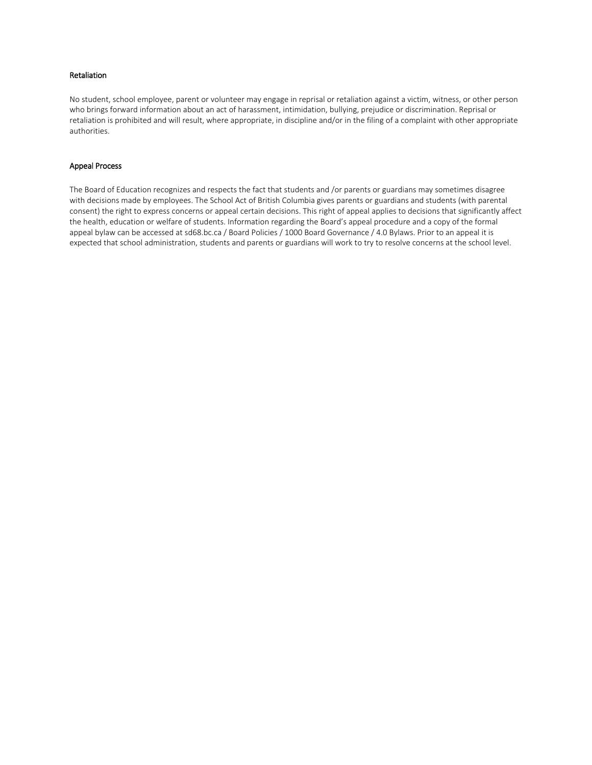### Retaliation

No student, school employee, parent or volunteer may engage in reprisal or retaliation against a victim, witness, or other person who brings forward information about an act of harassment, intimidation, bullying, prejudice or discrimination. Reprisal or retaliation is prohibited and will result, where appropriate, in discipline and/or in the filing of a complaint with other appropriate authorities.

### Appeal Process

The Board of Education recognizes and respects the fact that students and /or parents or guardians may sometimes disagree with decisions made by employees. The School Act of British Columbia gives parents or guardians and students (with parental consent) the right to express concerns or appeal certain decisions. This right of appeal applies to decisions that significantly affect the health, education or welfare of students. Information regarding the Board's appeal procedure and a copy of the formal appeal bylaw can be accessed at sd68.bc.ca / Board Policies / 1000 Board Governance / 4.0 Bylaws. Prior to an appeal it is expected that school administration, students and parents or guardians will work to try to resolve concerns at the school level.